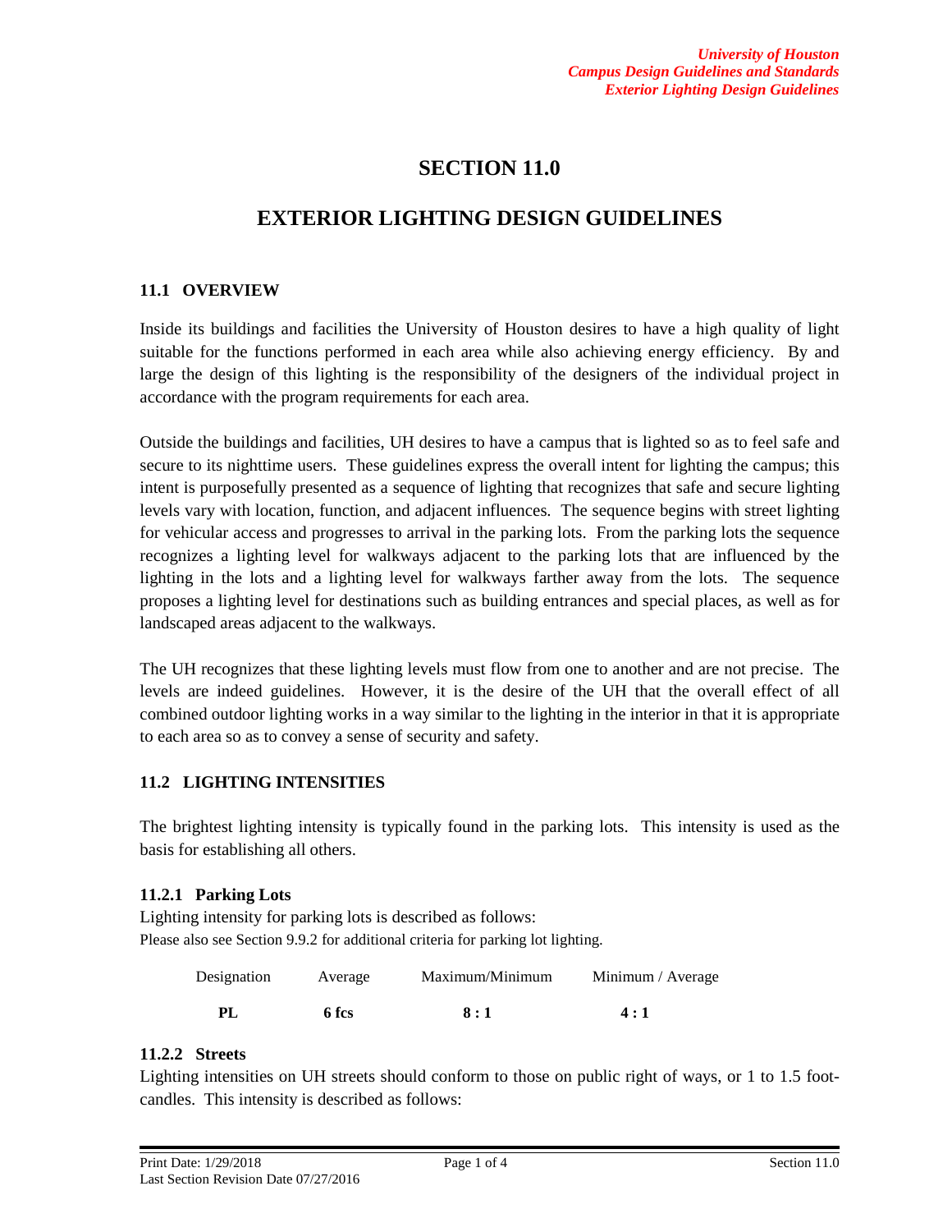# SECTION 11.0

# EXTERIOR LIGHTING DESIGN GUIDELINES

## 11.1 OVERVIEW

Inside its buildings and facilities the University of Houston desires to have a high quality of light suitable for the functions performed in each area while also achieving energy efficiency. By and large the design of this lighting is the responsibility of the designers of the individual project in accordance with the program requirements for each area.

Outside the buildings and facilities, UH desires to have a campus that is lighted so as to feel safe and secure to its nighttime users. These guidelines express the overall intent for lighting the campus; this intent is purposefully presented as a sequence of lighting that recognizes that safe and secure lighting levels vary with location, function, and adjacent influences. The sequence begins with street lighting for vehicular access and progresses to arrival in the parking lots. From the parking lots the sequence recognizes a lighting level for walkways adjacent to the parking lots that are influenced by the lighting in the lots and a lighting level for walkways farther away from the lots. The sequence proposes a lighting level for destinations such as building entrances and special places, as well as for landscaped areas adjacent to the walkways.

The UH recognizes that these lighting levels must flow from one to another and are not precise. The levels are indeed guidelines. However, it is the desire of the UH that the overall effect of all combined outdoor lighting works in a way similar to the lighting in the interior in that it is appropriate to each area so as to convey a sense of security and safety.

## 11.2 LIGHTING INTENSITIES

The brightest lighting intensity is typically found in the parking lots. This intensity is used as the basis for establishing all others.

### 11.2.1 Parking Lots

Lighting intensity for parking lots is described as follows:
Please also see Section 9.9.2 for additional criteria for parking lot lighting.

| Designation | Average | Maximum/Minimum | Minimum / Average |
|---|---|---|---|
| **PL** | **6 fcs** | **8 : 1** | **4 : 1** |

### 11.2.2 Streets

Lighting intensities on UH streets should conform to those on public right of ways, or 1 to 1.5 foot-candles. This intensity is described as follows: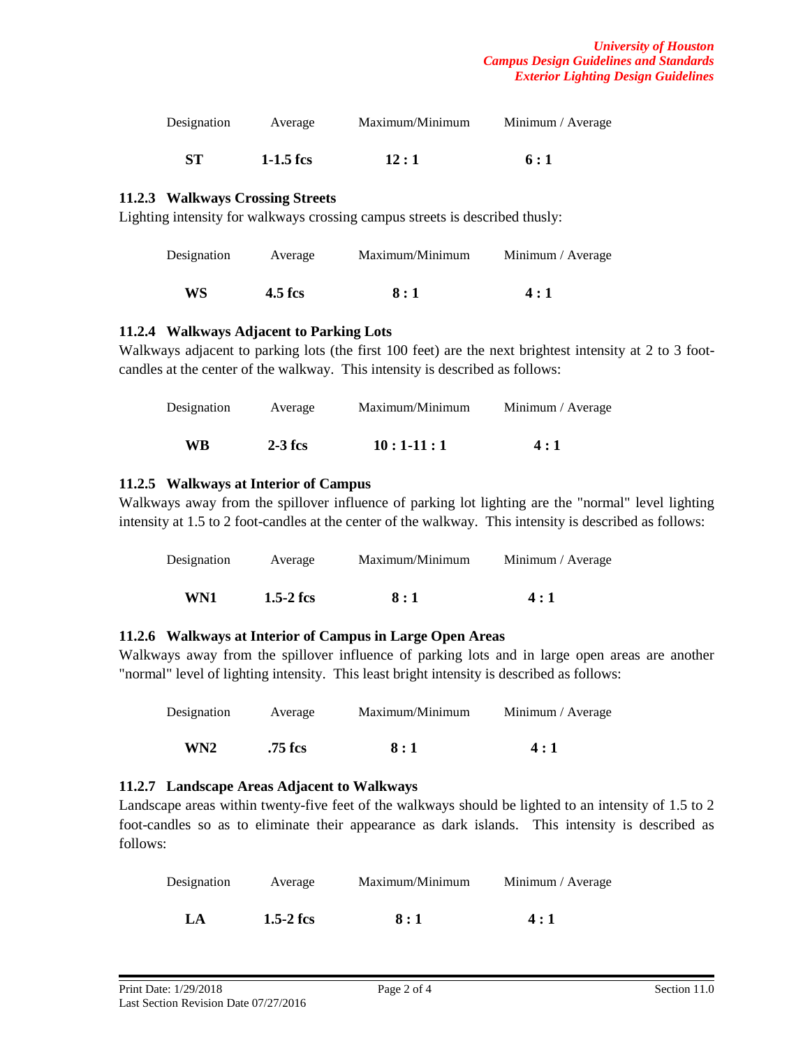| Designation | Average | Maximum/Minimum | Minimum / Average |
|---|---|---|---|
| **ST** | **1-1.5 fcs** | **12 : 1** | **6 : 1** |

### 11.2.3 Walkways Crossing Streets

Lighting intensity for walkways crossing campus streets is described thusly:

| Designation | Average | Maximum/Minimum | Minimum / Average |
|---|---|---|---|
| **WS** | **4.5 fcs** | **8 : 1** | **4 : 1** |

### 11.2.4 Walkways Adjacent to Parking Lots

Walkways adjacent to parking lots (the first 100 feet) are the next brightest intensity at 2 to 3 foot-candles at the center of the walkway. This intensity is described as follows:

| Designation | Average | Maximum/Minimum | Minimum / Average |
|---|---|---|---|
| **WB** | **2-3 fcs** | **10 : 1-11 : 1** | **4 : 1** |

### 11.2.5 Walkways at Interior of Campus

Walkways away from the spillover influence of parking lot lighting are the "normal" level lighting intensity at 1.5 to 2 foot-candles at the center of the walkway. This intensity is described as follows:

| Designation | Average | Maximum/Minimum | Minimum / Average |
|---|---|---|---|
| **WN1** | **1.5-2 fcs** | **8 : 1** | **4 : 1** |

### 11.2.6 Walkways at Interior of Campus in Large Open Areas

Walkways away from the spillover influence of parking lots and in large open areas are another "normal" level of lighting intensity. This least bright intensity is described as follows:

| Designation | Average | Maximum/Minimum | Minimum / Average |
|---|---|---|---|
| **WN2** | **.75 fcs** | **8 : 1** | **4 : 1** |

### 11.2.7 Landscape Areas Adjacent to Walkways

Landscape areas within twenty-five feet of the walkways should be lighted to an intensity of 1.5 to 2 foot-candles so as to eliminate their appearance as dark islands. This intensity is described as follows:

| Designation | Average | Maximum/Minimum | Minimum / Average |
|---|---|---|---|
| **LA** | **1.5-2 fcs** | **8 : 1** | **4 : 1** |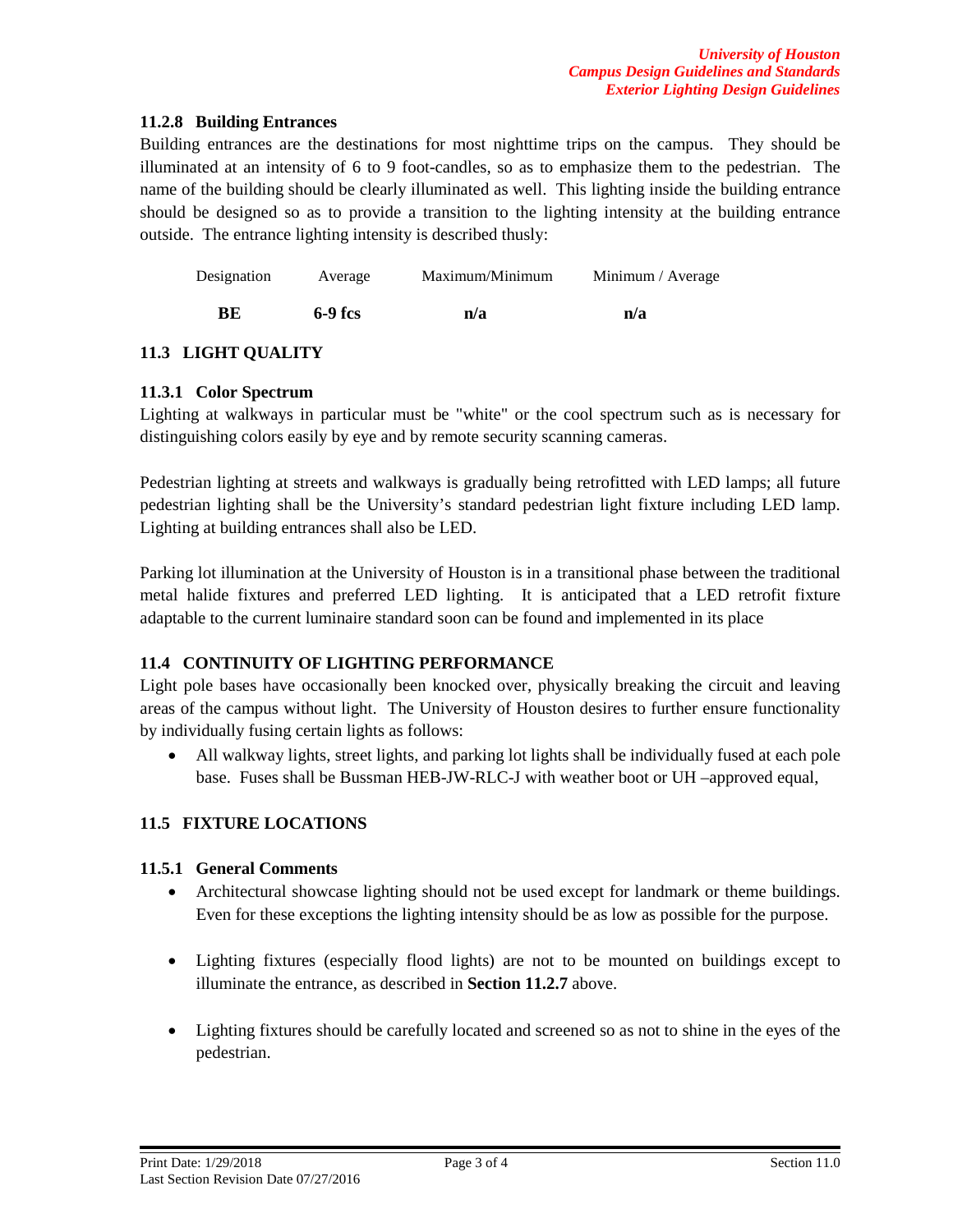### 11.2.8 Building Entrances

Building entrances are the destinations for most nighttime trips on the campus. They should be illuminated at an intensity of 6 to 9 foot-candles, so as to emphasize them to the pedestrian. The name of the building should be clearly illuminated as well. This lighting inside the building entrance should be designed so as to provide a transition to the lighting intensity at the building entrance outside. The entrance lighting intensity is described thusly:

| Designation | Average | Maximum/Minimum | Minimum / Average |
|---|---|---|---|
| **BE** | **6-9 fcs** | **n/a** | **n/a** |

## 11.3 LIGHT QUALITY

### 11.3.1 Color Spectrum

Lighting at walkways in particular must be "white" or the cool spectrum such as is necessary for distinguishing colors easily by eye and by remote security scanning cameras.

Pedestrian lighting at streets and walkways is gradually being retrofitted with LED lamps; all future pedestrian lighting shall be the University's standard pedestrian light fixture including LED lamp. Lighting at building entrances shall also be LED.

Parking lot illumination at the University of Houston is in a transitional phase between the traditional metal halide fixtures and preferred LED lighting. It is anticipated that a LED retrofit fixture adaptable to the current luminaire standard soon can be found and implemented in its place

## 11.4 CONTINUITY OF LIGHTING PERFORMANCE

Light pole bases have occasionally been knocked over, physically breaking the circuit and leaving areas of the campus without light. The University of Houston desires to further ensure functionality by individually fusing certain lights as follows:

- All walkway lights, street lights, and parking lot lights shall be individually fused at each pole base. Fuses shall be Bussman HEB-JW-RLC-J with weather boot or UH –approved equal,

## 11.5 FIXTURE LOCATIONS

### 11.5.1 General Comments

- Architectural showcase lighting should not be used except for landmark or theme buildings. Even for these exceptions the lighting intensity should be as low as possible for the purpose.
- Lighting fixtures (especially flood lights) are not to be mounted on buildings except to illuminate the entrance, as described in **Section 11.2.7** above.
- Lighting fixtures should be carefully located and screened so as not to shine in the eyes of the pedestrian.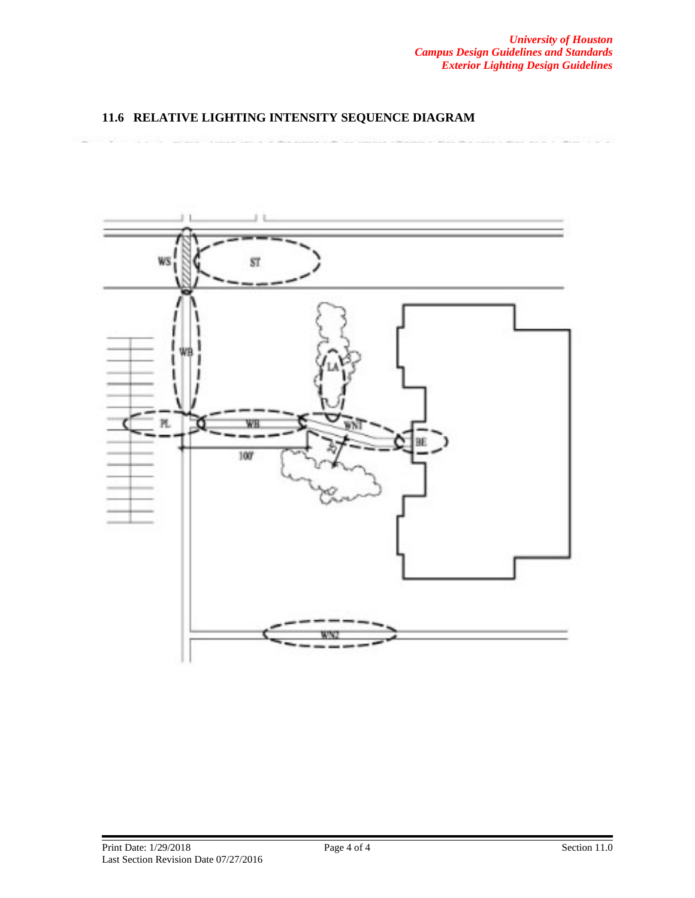## 11.6 RELATIVE LIGHTING INTENSITY SEQUENCE DIAGRAM

WS

ST

WB

LA

PL

WH

WN1

BE

100'

20'

WN2